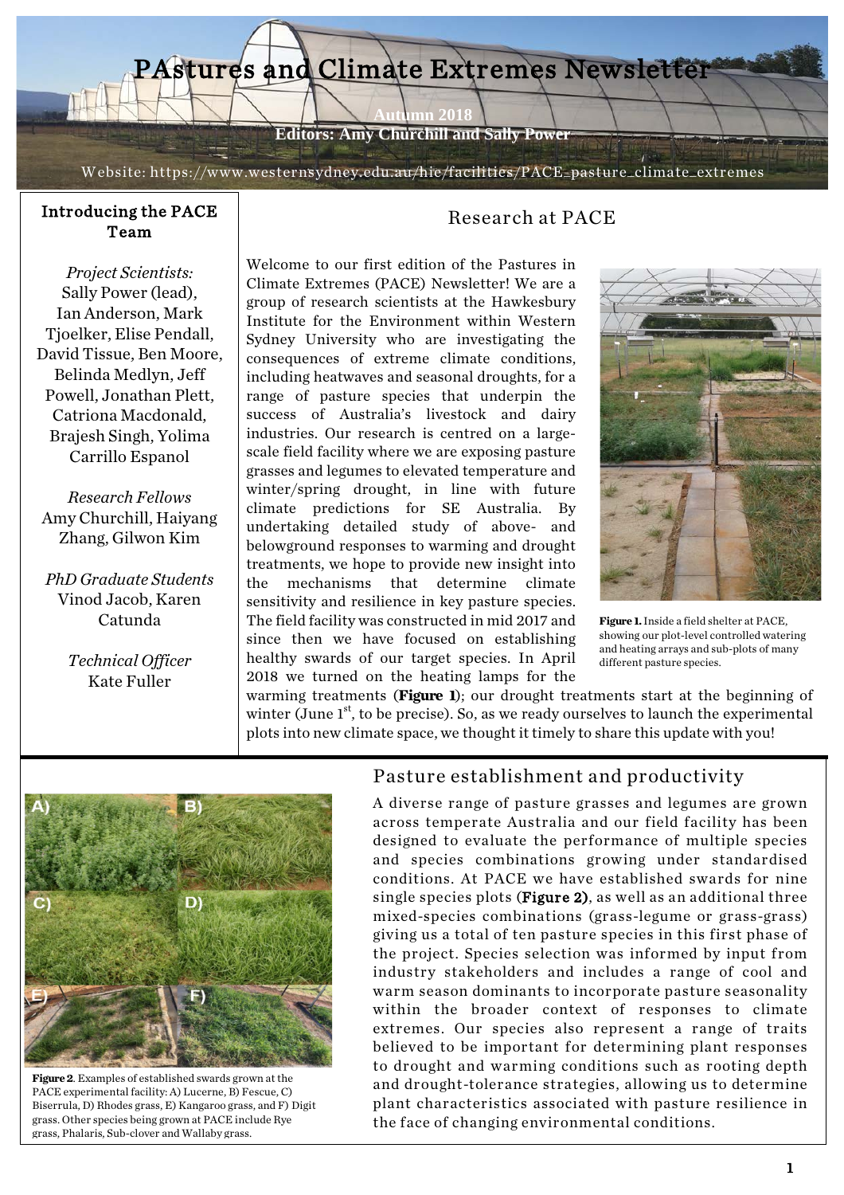# PAstures and Climate Extremes Newsletter

**Autumn 2018**
**Editors: Amy Churchill and Sally Power**

Website: https://www.westernsydney.edu.au/hie/facilities/PACE_pasture_climate_extremes

## Introducing the PACE Team

*Project Scientists:*
Sally Power (lead), Ian Anderson, Mark Tjoelker, Elise Pendall, David Tissue, Ben Moore, Belinda Medlyn, Jeff Powell, Jonathan Plett, Catriona Macdonald, Brajesh Singh, Yolima Carrillo Espanol

*Research Fellows*
Amy Churchill, Haiyang Zhang, Gilwon Kim

*PhD Graduate Students*
Vinod Jacob, Karen Catunda

*Technical Officer*
Kate Fuller

## Research at PACE

Welcome to our first edition of the Pastures in Climate Extremes (PACE) Newsletter! We are a group of research scientists at the Hawkesbury Institute for the Environment within Western Sydney University who are investigating the consequences of extreme climate conditions, including heatwaves and seasonal droughts, for a range of pasture species that underpin the success of Australia's livestock and dairy industries. Our research is centred on a large-scale field facility where we are exposing pasture grasses and legumes to elevated temperature and winter/spring drought, in line with future climate predictions for SE Australia. By undertaking detailed study of above- and belowground responses to warming and drought treatments, we hope to provide new insight into the mechanisms that determine climate sensitivity and resilience in key pasture species. The field facility was constructed in mid 2017 and since then we have focused on establishing healthy swards of our target species. In April 2018 we turned on the heating lamps for the warming treatments (**Figure 1**); our drought treatments start at the beginning of winter (June 1st, to be precise). So, as we ready ourselves to launch the experimental plots into new climate space, we thought it timely to share this update with you!

**Figure 1.** Inside a field shelter at PACE, showing our plot-level controlled watering and heating arrays and sub-plots of many different pasture species.

## Pasture establishment and productivity

A diverse range of pasture grasses and legumes are grown across temperate Australia and our field facility has been designed to evaluate the performance of multiple species and species combinations growing under standardised conditions. At PACE we have established swards for nine single species plots (**Figure 2**), as well as an additional three mixed-species combinations (grass-legume or grass-grass) giving us a total of ten pasture species in this first phase of the project. Species selection was informed by input from industry stakeholders and includes a range of cool and warm season dominants to incorporate pasture seasonality within the broader context of responses to climate extremes. Our species also represent a range of traits believed to be important for determining plant responses to drought and warming conditions such as rooting depth and drought-tolerance strategies, allowing us to determine plant characteristics associated with pasture resilience in the face of changing environmental conditions.

**Figure 2**. Examples of established swards grown at the PACE experimental facility: A) Lucerne, B) Fescue, C) Biserrula, D) Rhodes grass, E) Kangaroo grass, and F) Digit grass. Other species being grown at PACE include Rye grass, Phalaris, Sub-clover and Wallaby grass.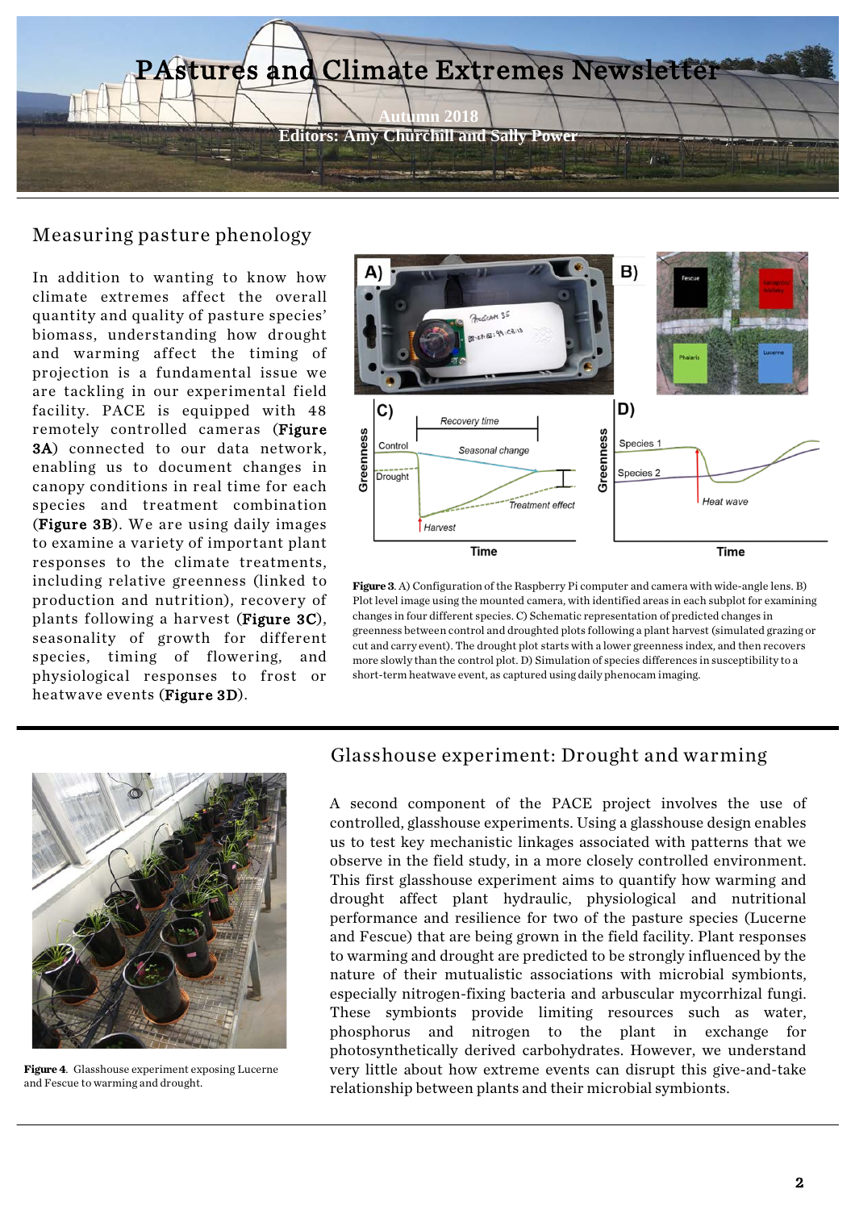# PAstures and Climate Extremes Newsletter

Autumn 2018

Editors: Amy Churchill and Sally Power

## Measuring pasture phenology

In addition to wanting to know how climate extremes affect the overall quantity and quality of pasture species' biomass, understanding how drought and warming affect the timing of projection is a fundamental issue we are tackling in our experimental field facility. PACE is equipped with 48 remotely controlled cameras (**Figure 3A**) connected to our data network, enabling us to document changes in canopy conditions in real time for each species and treatment combination (**Figure 3B**). We are using daily images to examine a variety of important plant responses to the climate treatments, including relative greenness (linked to production and nutrition), recovery of plants following a harvest (**Figure 3C**), seasonality of growth for different species, timing of flowering, and physiological responses to frost or heatwave events (**Figure 3D**).

A)

B)

Fescue

Phalaris

Lucerne

C)

Greenness

Recovery time

Control

Seasonal change

Drought

Treatment effect

Harvest

Time

D)

Greenness

Species 1

Species 2

Heat wave

Time

**Figure 3**. A) Configuration of the Raspberry Pi computer and camera with wide-angle lens. B) Plot level image using the mounted camera, with identified areas in each subplot for examining changes in four different species. C) Schematic representation of predicted changes in greenness between control and droughted plots following a plant harvest (simulated grazing or cut and carry event). The drought plot starts with a lower greenness index, and then recovers more slowly than the control plot. D) Simulation of species differences in susceptibility to a short-term heatwave event, as captured using daily phenocam imaging.

## Glasshouse experiment: Drought and warming

A second component of the PACE project involves the use of controlled, glasshouse experiments. Using a glasshouse design enables us to test key mechanistic linkages associated with patterns that we observe in the field study, in a more closely controlled environment. This first glasshouse experiment aims to quantify how warming and drought affect plant hydraulic, physiological and nutritional performance and resilience for two of the pasture species (Lucerne and Fescue) that are being grown in the field facility. Plant responses to warming and drought are predicted to be strongly influenced by the nature of their mutualistic associations with microbial symbionts, especially nitrogen-fixing bacteria and arbuscular mycorrhizal fungi. These symbionts provide limiting resources such as water, phosphorus and nitrogen to the plant in exchange for photosynthetically derived carbohydrates. However, we understand very little about how extreme events can disrupt this give-and-take relationship between plants and their microbial symbionts.

**Figure 4**. Glasshouse experiment exposing Lucerne and Fescue to warming and drought.